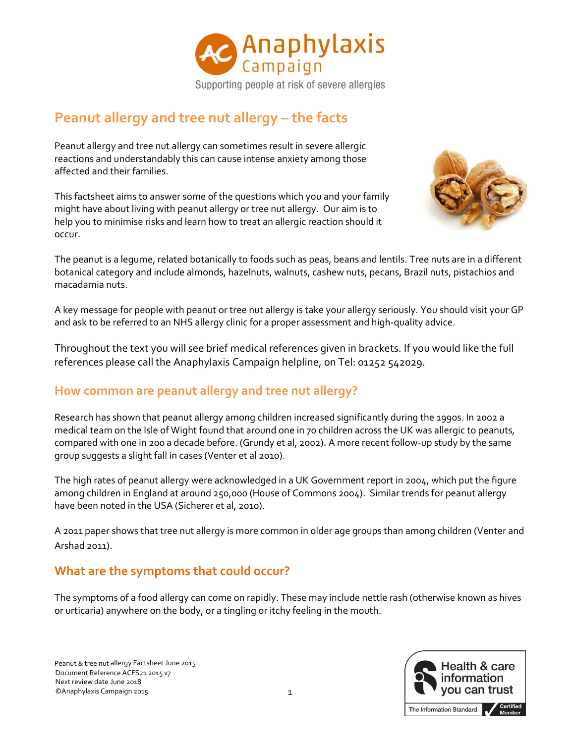Anaphylaxis Campaign

Supporting people at risk of severe allergies

# Peanut allergy and tree nut allergy – the facts

Peanut allergy and tree nut allergy can sometimes result in severe allergic reactions and understandably this can cause intense anxiety among those affected and their families.

This factsheet aims to answer some of the questions which you and your family might have about living with peanut allergy or tree nut allergy. Our aim is to help you to minimise risks and learn how to treat an allergic reaction should it occur.

The peanut is a legume, related botanically to foods such as peas, beans and lentils. Tree nuts are in a different botanical category and include almonds, hazelnuts, walnuts, cashew nuts, pecans, Brazil nuts, pistachios and macadamia nuts.

A key message for people with peanut or tree nut allergy is take your allergy seriously. You should visit your GP and ask to be referred to an NHS allergy clinic for a proper assessment and high-quality advice.

Throughout the text you will see brief medical references given in brackets. If you would like the full references please call the Anaphylaxis Campaign helpline, on Tel: 01252 542029.

## How common are peanut allergy and tree nut allergy?

Research has shown that peanut allergy among children increased significantly during the 1990s. In 2002 a medical team on the Isle of Wight found that around one in 70 children across the UK was allergic to peanuts, compared with one in 200 a decade before. (Grundy et al, 2002). A more recent follow-up study by the same group suggests a slight fall in cases (Venter et al 2010).

The high rates of peanut allergy were acknowledged in a UK Government report in 2004, which put the figure among children in England at around 250,000 (House of Commons 2004). Similar trends for peanut allergy have been noted in the USA (Sicherer et al, 2010).

A 2011 paper shows that tree nut allergy is more common in older age groups than among children (Venter and Arshad 2011).

## What are the symptoms that could occur?

The symptoms of a food allergy can come on rapidly. These may include nettle rash (otherwise known as hives or urticaria) anywhere on the body, or a tingling or itchy feeling in the mouth.

Peanut & tree nut allergy Factsheet June 2015
Document Reference ACFS21 2015 v7
Next review date June 2018
©Anaphylaxis Campaign 2015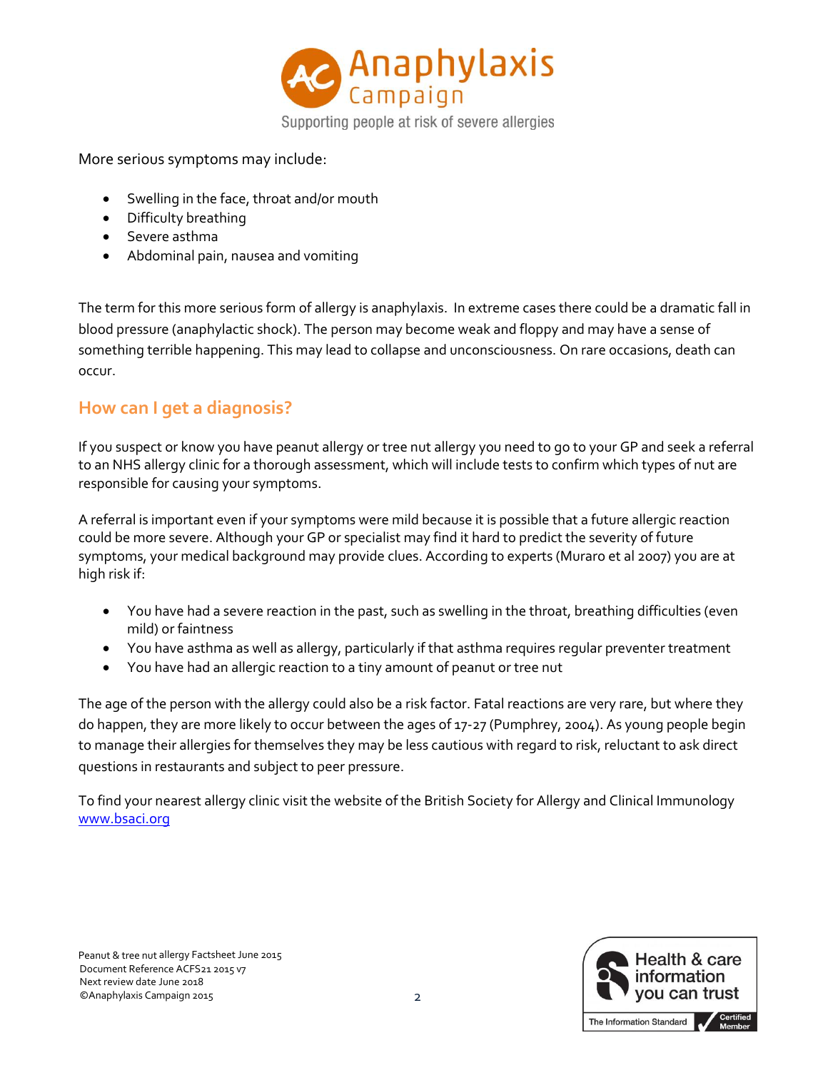More serious symptoms may include:

- Swelling in the face, throat and/or mouth
- Difficulty breathing
- Severe asthma
- Abdominal pain, nausea and vomiting

The term for this more serious form of allergy is anaphylaxis. In extreme cases there could be a dramatic fall in blood pressure (anaphylactic shock). The person may become weak and floppy and may have a sense of something terrible happening. This may lead to collapse and unconsciousness. On rare occasions, death can occur.

## How can I get a diagnosis?

If you suspect or know you have peanut allergy or tree nut allergy you need to go to your GP and seek a referral to an NHS allergy clinic for a thorough assessment, which will include tests to confirm which types of nut are responsible for causing your symptoms.

A referral is important even if your symptoms were mild because it is possible that a future allergic reaction could be more severe. Although your GP or specialist may find it hard to predict the severity of future symptoms, your medical background may provide clues. According to experts (Muraro et al 2007) you are at high risk if:

- You have had a severe reaction in the past, such as swelling in the throat, breathing difficulties (even mild) or faintness
- You have asthma as well as allergy, particularly if that asthma requires regular preventer treatment
- You have had an allergic reaction to a tiny amount of peanut or tree nut

The age of the person with the allergy could also be a risk factor. Fatal reactions are very rare, but where they do happen, they are more likely to occur between the ages of 17-27 (Pumphrey, 2004). As young people begin to manage their allergies for themselves they may be less cautious with regard to risk, reluctant to ask direct questions in restaurants and subject to peer pressure.

To find your nearest allergy clinic visit the website of the British Society for Allergy and Clinical Immunology www.bsaci.org

Peanut & tree nut allergy Factsheet June 2015
Document Reference ACFS21 2015 v7
Next review date June 2018
©Anaphylaxis Campaign 2015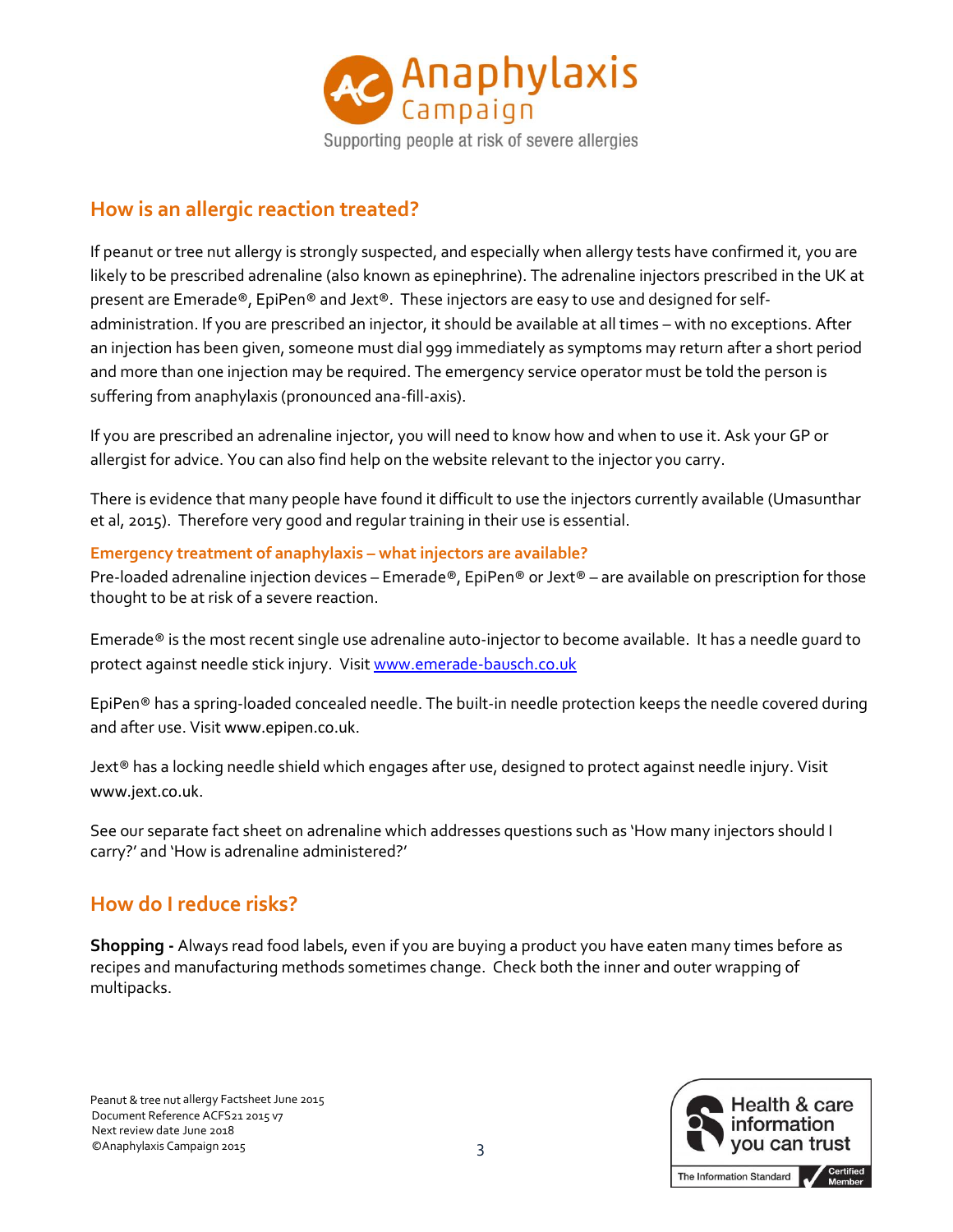## How is an allergic reaction treated?

If peanut or tree nut allergy is strongly suspected, and especially when allergy tests have confirmed it, you are likely to be prescribed adrenaline (also known as epinephrine). The adrenaline injectors prescribed in the UK at present are Emerade®, EpiPen® and Jext®. These injectors are easy to use and designed for self-administration. If you are prescribed an injector, it should be available at all times – with no exceptions. After an injection has been given, someone must dial 999 immediately as symptoms may return after a short period and more than one injection may be required. The emergency service operator must be told the person is suffering from anaphylaxis (pronounced ana-fill-axis).

If you are prescribed an adrenaline injector, you will need to know how and when to use it. Ask your GP or allergist for advice. You can also find help on the website relevant to the injector you carry.

There is evidence that many people have found it difficult to use the injectors currently available (Umasunthar et al, 2015). Therefore very good and regular training in their use is essential.

### Emergency treatment of anaphylaxis – what injectors are available?

Pre-loaded adrenaline injection devices – Emerade®, EpiPen® or Jext® – are available on prescription for those thought to be at risk of a severe reaction.

Emerade® is the most recent single use adrenaline auto-injector to become available. It has a needle guard to protect against needle stick injury. Visit www.emerade-bausch.co.uk

EpiPen® has a spring-loaded concealed needle. The built-in needle protection keeps the needle covered during and after use. Visit www.epipen.co.uk.

Jext® has a locking needle shield which engages after use, designed to protect against needle injury. Visit www.jext.co.uk.

See our separate fact sheet on adrenaline which addresses questions such as 'How many injectors should I carry?' and 'How is adrenaline administered?'

## How do I reduce risks?

**Shopping -** Always read food labels, even if you are buying a product you have eaten many times before as recipes and manufacturing methods sometimes change. Check both the inner and outer wrapping of multipacks.

Peanut & tree nut allergy Factsheet June 2015
Document Reference ACFS21 2015 v7
Next review date June 2018
©Anaphylaxis Campaign 2015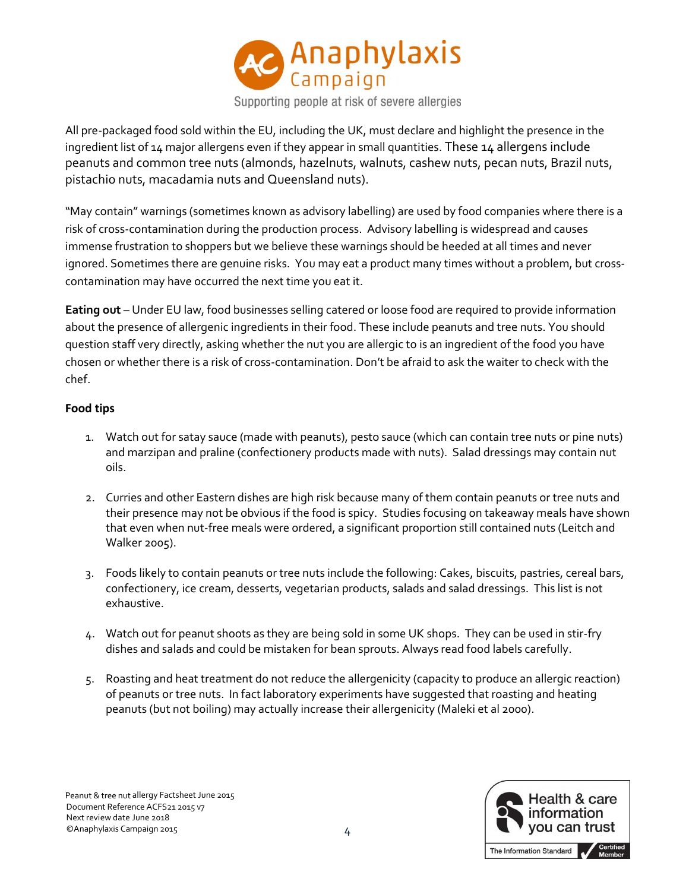All pre-packaged food sold within the EU, including the UK, must declare and highlight the presence in the ingredient list of 14 major allergens even if they appear in small quantities. These 14 allergens include peanuts and common tree nuts (almonds, hazelnuts, walnuts, cashew nuts, pecan nuts, Brazil nuts, pistachio nuts, macadamia nuts and Queensland nuts).

"May contain" warnings (sometimes known as advisory labelling) are used by food companies where there is a risk of cross-contamination during the production process. Advisory labelling is widespread and causes immense frustration to shoppers but we believe these warnings should be heeded at all times and never ignored. Sometimes there are genuine risks. You may eat a product many times without a problem, but cross-contamination may have occurred the next time you eat it.

**Eating out** – Under EU law, food businesses selling catered or loose food are required to provide information about the presence of allergenic ingredients in their food. These include peanuts and tree nuts. You should question staff very directly, asking whether the nut you are allergic to is an ingredient of the food you have chosen or whether there is a risk of cross-contamination. Don't be afraid to ask the waiter to check with the chef.

**Food tips**

1. Watch out for satay sauce (made with peanuts), pesto sauce (which can contain tree nuts or pine nuts) and marzipan and praline (confectionery products made with nuts). Salad dressings may contain nut oils.

2. Curries and other Eastern dishes are high risk because many of them contain peanuts or tree nuts and their presence may not be obvious if the food is spicy. Studies focusing on takeaway meals have shown that even when nut-free meals were ordered, a significant proportion still contained nuts (Leitch and Walker 2005).

3. Foods likely to contain peanuts or tree nuts include the following: Cakes, biscuits, pastries, cereal bars, confectionery, ice cream, desserts, vegetarian products, salads and salad dressings. This list is not exhaustive.

4. Watch out for peanut shoots as they are being sold in some UK shops. They can be used in stir-fry dishes and salads and could be mistaken for bean sprouts. Always read food labels carefully.

5. Roasting and heat treatment do not reduce the allergenicity (capacity to produce an allergic reaction) of peanuts or tree nuts. In fact laboratory experiments have suggested that roasting and heating peanuts (but not boiling) may actually increase their allergenicity (Maleki et al 2000).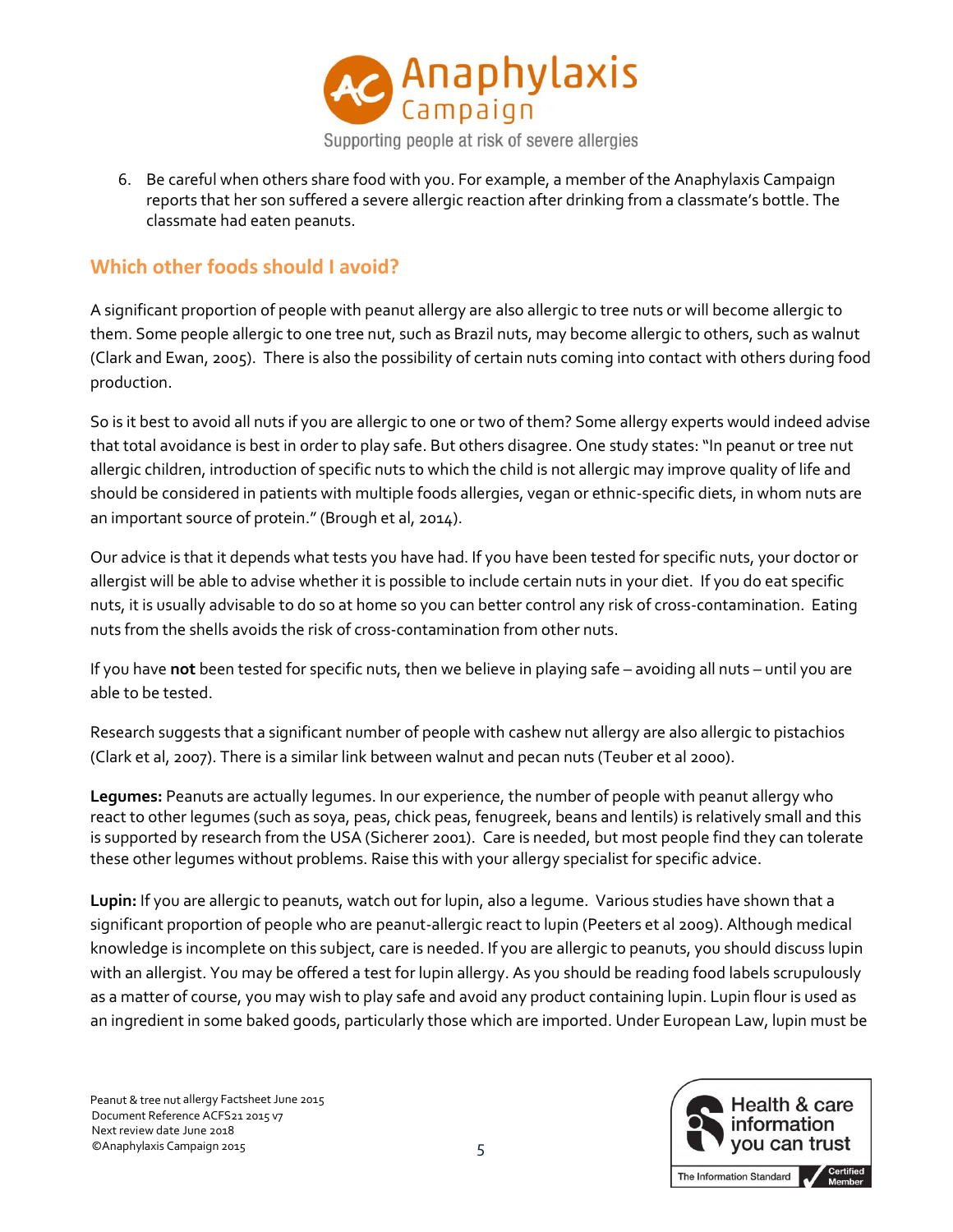6. Be careful when others share food with you. For example, a member of the Anaphylaxis Campaign reports that her son suffered a severe allergic reaction after drinking from a classmate's bottle. The classmate had eaten peanuts.

## Which other foods should I avoid?

A significant proportion of people with peanut allergy are also allergic to tree nuts or will become allergic to them. Some people allergic to one tree nut, such as Brazil nuts, may become allergic to others, such as walnut (Clark and Ewan, 2005). There is also the possibility of certain nuts coming into contact with others during food production.

So is it best to avoid all nuts if you are allergic to one or two of them? Some allergy experts would indeed advise that total avoidance is best in order to play safe. But others disagree. One study states: "In peanut or tree nut allergic children, introduction of specific nuts to which the child is not allergic may improve quality of life and should be considered in patients with multiple foods allergies, vegan or ethnic-specific diets, in whom nuts are an important source of protein." (Brough et al, 2014).

Our advice is that it depends what tests you have had. If you have been tested for specific nuts, your doctor or allergist will be able to advise whether it is possible to include certain nuts in your diet. If you do eat specific nuts, it is usually advisable to do so at home so you can better control any risk of cross-contamination. Eating nuts from the shells avoids the risk of cross-contamination from other nuts.

If you have **not** been tested for specific nuts, then we believe in playing safe – avoiding all nuts – until you are able to be tested.

Research suggests that a significant number of people with cashew nut allergy are also allergic to pistachios (Clark et al, 2007). There is a similar link between walnut and pecan nuts (Teuber et al 2000).

**Legumes:** Peanuts are actually legumes. In our experience, the number of people with peanut allergy who react to other legumes (such as soya, peas, chick peas, fenugreek, beans and lentils) is relatively small and this is supported by research from the USA (Sicherer 2001). Care is needed, but most people find they can tolerate these other legumes without problems. Raise this with your allergy specialist for specific advice.

**Lupin:** If you are allergic to peanuts, watch out for lupin, also a legume. Various studies have shown that a significant proportion of people who are peanut-allergic react to lupin (Peeters et al 2009). Although medical knowledge is incomplete on this subject, care is needed. If you are allergic to peanuts, you should discuss lupin with an allergist. You may be offered a test for lupin allergy. As you should be reading food labels scrupulously as a matter of course, you may wish to play safe and avoid any product containing lupin. Lupin flour is used as an ingredient in some baked goods, particularly those which are imported. Under European Law, lupin must be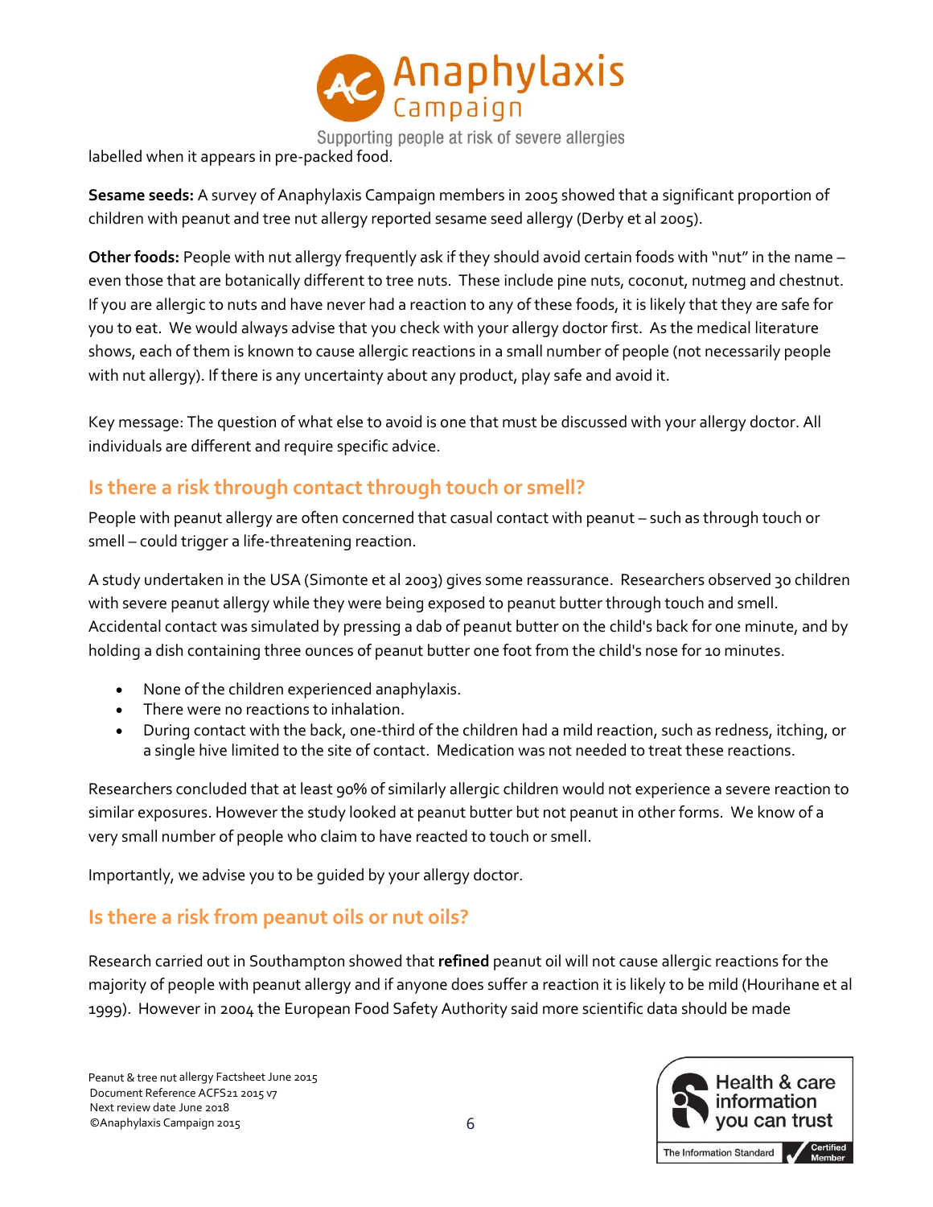labelled when it appears in pre-packed food.

**Sesame seeds:** A survey of Anaphylaxis Campaign members in 2005 showed that a significant proportion of children with peanut and tree nut allergy reported sesame seed allergy (Derby et al 2005).

**Other foods:** People with nut allergy frequently ask if they should avoid certain foods with "nut" in the name – even those that are botanically different to tree nuts. These include pine nuts, coconut, nutmeg and chestnut. If you are allergic to nuts and have never had a reaction to any of these foods, it is likely that they are safe for you to eat. We would always advise that you check with your allergy doctor first. As the medical literature shows, each of them is known to cause allergic reactions in a small number of people (not necessarily people with nut allergy). If there is any uncertainty about any product, play safe and avoid it.

Key message: The question of what else to avoid is one that must be discussed with your allergy doctor. All individuals are different and require specific advice.

## Is there a risk through contact through touch or smell?

People with peanut allergy are often concerned that casual contact with peanut – such as through touch or smell – could trigger a life-threatening reaction.

A study undertaken in the USA (Simonte et al 2003) gives some reassurance. Researchers observed 30 children with severe peanut allergy while they were being exposed to peanut butter through touch and smell. Accidental contact was simulated by pressing a dab of peanut butter on the child's back for one minute, and by holding a dish containing three ounces of peanut butter one foot from the child's nose for 10 minutes.

- None of the children experienced anaphylaxis.
- There were no reactions to inhalation.
- During contact with the back, one-third of the children had a mild reaction, such as redness, itching, or a single hive limited to the site of contact. Medication was not needed to treat these reactions.

Researchers concluded that at least 90% of similarly allergic children would not experience a severe reaction to similar exposures. However the study looked at peanut butter but not peanut in other forms. We know of a very small number of people who claim to have reacted to touch or smell.

Importantly, we advise you to be guided by your allergy doctor.

## Is there a risk from peanut oils or nut oils?

Research carried out in Southampton showed that **refined** peanut oil will not cause allergic reactions for the majority of people with peanut allergy and if anyone does suffer a reaction it is likely to be mild (Hourihane et al 1999). However in 2004 the European Food Safety Authority said more scientific data should be made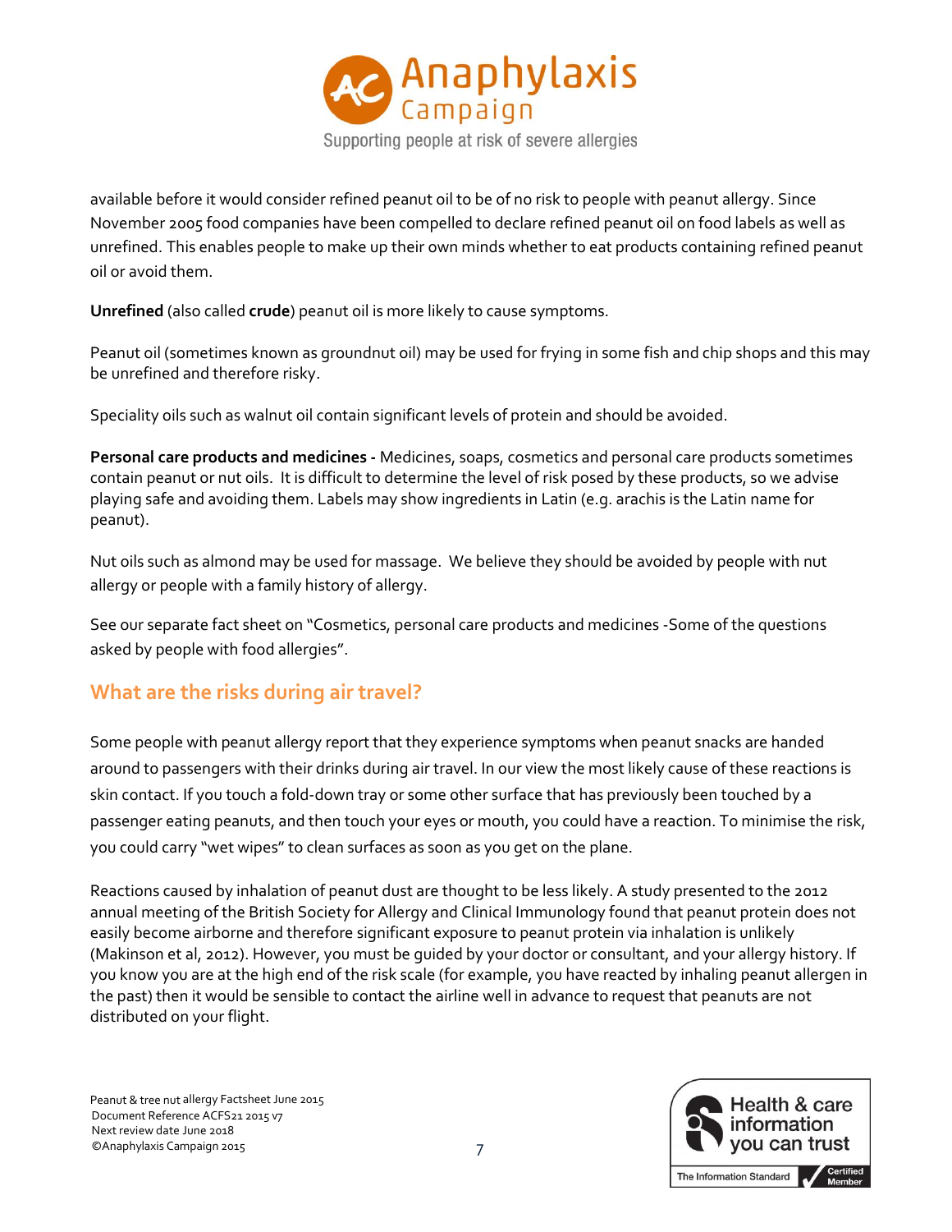available before it would consider refined peanut oil to be of no risk to people with peanut allergy. Since November 2005 food companies have been compelled to declare refined peanut oil on food labels as well as unrefined. This enables people to make up their own minds whether to eat products containing refined peanut oil or avoid them.

**Unrefined** (also called **crude**) peanut oil is more likely to cause symptoms.

Peanut oil (sometimes known as groundnut oil) may be used for frying in some fish and chip shops and this may be unrefined and therefore risky.

Speciality oils such as walnut oil contain significant levels of protein and should be avoided.

**Personal care products and medicines -** Medicines, soaps, cosmetics and personal care products sometimes contain peanut or nut oils. It is difficult to determine the level of risk posed by these products, so we advise playing safe and avoiding them. Labels may show ingredients in Latin (e.g. arachis is the Latin name for peanut).

Nut oils such as almond may be used for massage. We believe they should be avoided by people with nut allergy or people with a family history of allergy.

See our separate fact sheet on "Cosmetics, personal care products and medicines -Some of the questions asked by people with food allergies".

## What are the risks during air travel?

Some people with peanut allergy report that they experience symptoms when peanut snacks are handed around to passengers with their drinks during air travel. In our view the most likely cause of these reactions is skin contact. If you touch a fold-down tray or some other surface that has previously been touched by a passenger eating peanuts, and then touch your eyes or mouth, you could have a reaction. To minimise the risk, you could carry "wet wipes" to clean surfaces as soon as you get on the plane.

Reactions caused by inhalation of peanut dust are thought to be less likely. A study presented to the 2012 annual meeting of the British Society for Allergy and Clinical Immunology found that peanut protein does not easily become airborne and therefore significant exposure to peanut protein via inhalation is unlikely (Makinson et al, 2012). However, you must be guided by your doctor or consultant, and your allergy history. If you know you are at the high end of the risk scale (for example, you have reacted by inhaling peanut allergen in the past) then it would be sensible to contact the airline well in advance to request that peanuts are not distributed on your flight.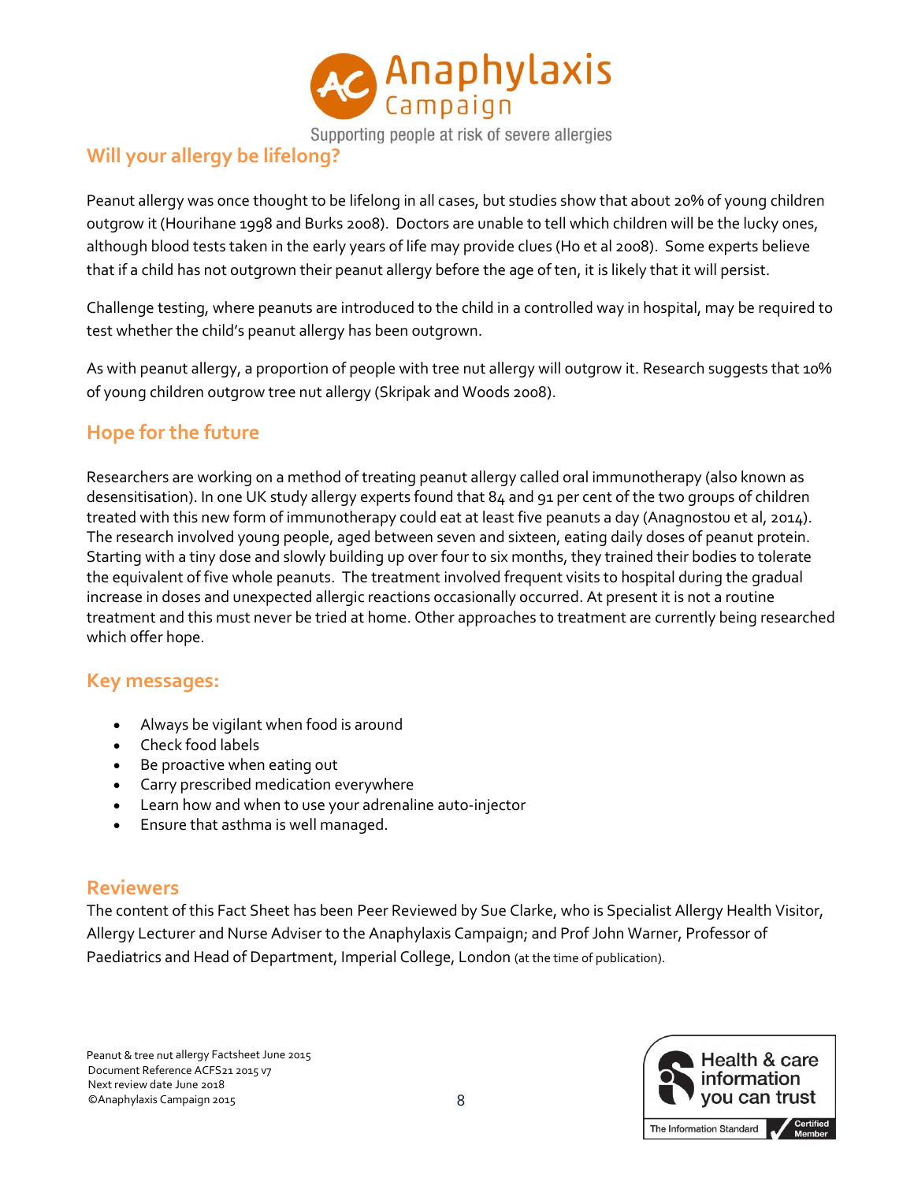## Will your allergy be lifelong?

Peanut allergy was once thought to be lifelong in all cases, but studies show that about 20% of young children outgrow it (Hourihane 1998 and Burks 2008). Doctors are unable to tell which children will be the lucky ones, although blood tests taken in the early years of life may provide clues (Ho et al 2008). Some experts believe that if a child has not outgrown their peanut allergy before the age of ten, it is likely that it will persist.

Challenge testing, where peanuts are introduced to the child in a controlled way in hospital, may be required to test whether the child's peanut allergy has been outgrown.

As with peanut allergy, a proportion of people with tree nut allergy will outgrow it. Research suggests that 10% of young children outgrow tree nut allergy (Skripak and Woods 2008).

## Hope for the future

Researchers are working on a method of treating peanut allergy called oral immunotherapy (also known as desensitisation). In one UK study allergy experts found that 84 and 91 per cent of the two groups of children treated with this new form of immunotherapy could eat at least five peanuts a day (Anagnostou et al, 2014). The research involved young people, aged between seven and sixteen, eating daily doses of peanut protein. Starting with a tiny dose and slowly building up over four to six months, they trained their bodies to tolerate the equivalent of five whole peanuts. The treatment involved frequent visits to hospital during the gradual increase in doses and unexpected allergic reactions occasionally occurred. At present it is not a routine treatment and this must never be tried at home. Other approaches to treatment are currently being researched which offer hope.

## Key messages:

- Always be vigilant when food is around
- Check food labels
- Be proactive when eating out
- Carry prescribed medication everywhere
- Learn how and when to use your adrenaline auto-injector
- Ensure that asthma is well managed.

## Reviewers

The content of this Fact Sheet has been Peer Reviewed by Sue Clarke, who is Specialist Allergy Health Visitor, Allergy Lecturer and Nurse Adviser to the Anaphylaxis Campaign; and Prof John Warner, Professor of Paediatrics and Head of Department, Imperial College, London (at the time of publication).

Peanut & tree nut allergy Factsheet June 2015
Document Reference ACFS21 2015 v7
Next review date June 2018
©Anaphylaxis Campaign 2015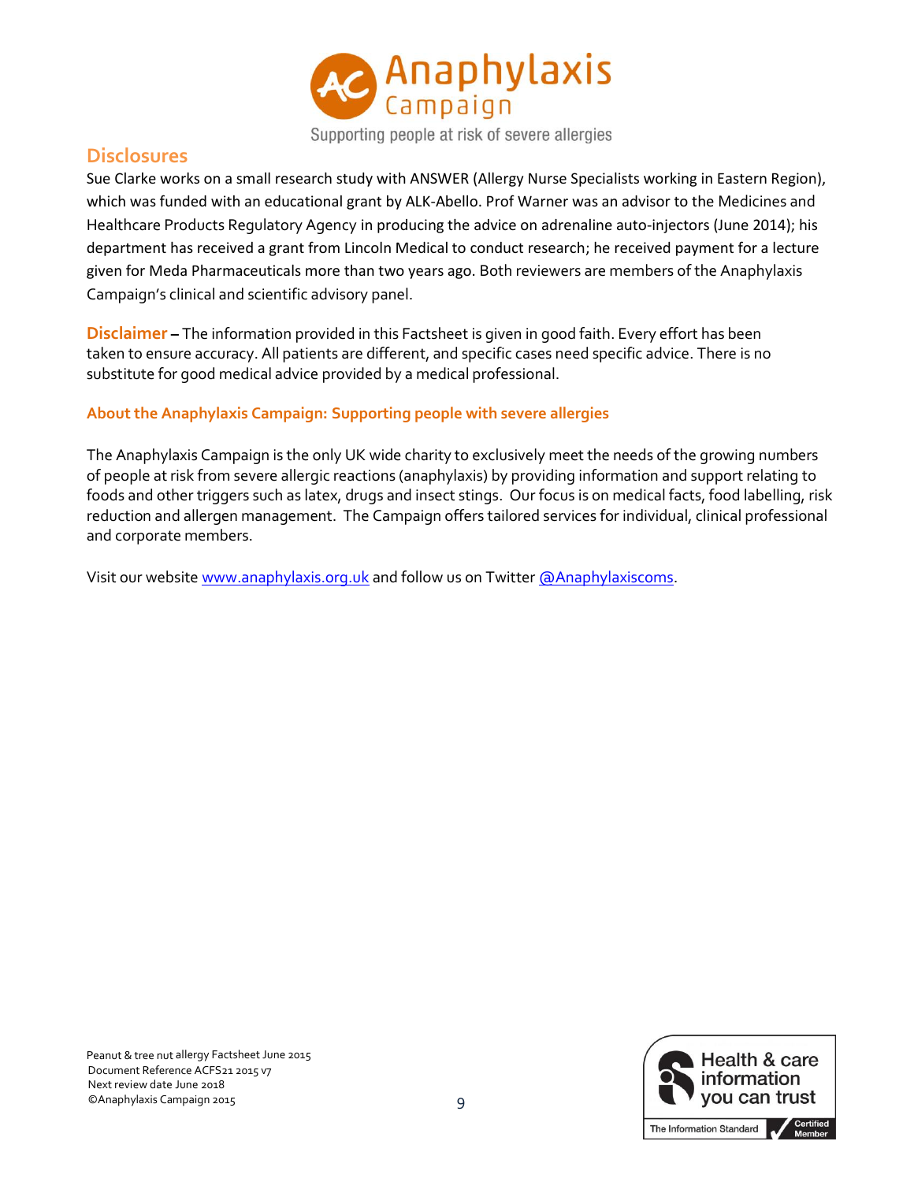Anaphylaxis Campaign

Supporting people at risk of severe allergies

## Disclosures

Sue Clarke works on a small research study with ANSWER (Allergy Nurse Specialists working in Eastern Region), which was funded with an educational grant by ALK-Abello. Prof Warner was an advisor to the Medicines and Healthcare Products Regulatory Agency in producing the advice on adrenaline auto-injectors (June 2014); his department has received a grant from Lincoln Medical to conduct research; he received payment for a lecture given for Meda Pharmaceuticals more than two years ago. Both reviewers are members of the Anaphylaxis Campaign's clinical and scientific advisory panel.

**Disclaimer** – The information provided in this Factsheet is given in good faith. Every effort has been taken to ensure accuracy. All patients are different, and specific cases need specific advice. There is no substitute for good medical advice provided by a medical professional.

### About the Anaphylaxis Campaign: Supporting people with severe allergies

The Anaphylaxis Campaign is the only UK wide charity to exclusively meet the needs of the growing numbers of people at risk from severe allergic reactions (anaphylaxis) by providing information and support relating to foods and other triggers such as latex, drugs and insect stings. Our focus is on medical facts, food labelling, risk reduction and allergen management. The Campaign offers tailored services for individual, clinical professional and corporate members.

Visit our website [www.anaphylaxis.org.uk](http://www.anaphylaxis.org.uk) and follow us on Twitter @Anaphylaxiscoms.

Peanut & tree nut allergy Factsheet June 2015
Document Reference ACFS21 2015 v7
Next review date June 2018
©Anaphylaxis Campaign 2015

Health & care information you can trust
The Information Standard Certified Member